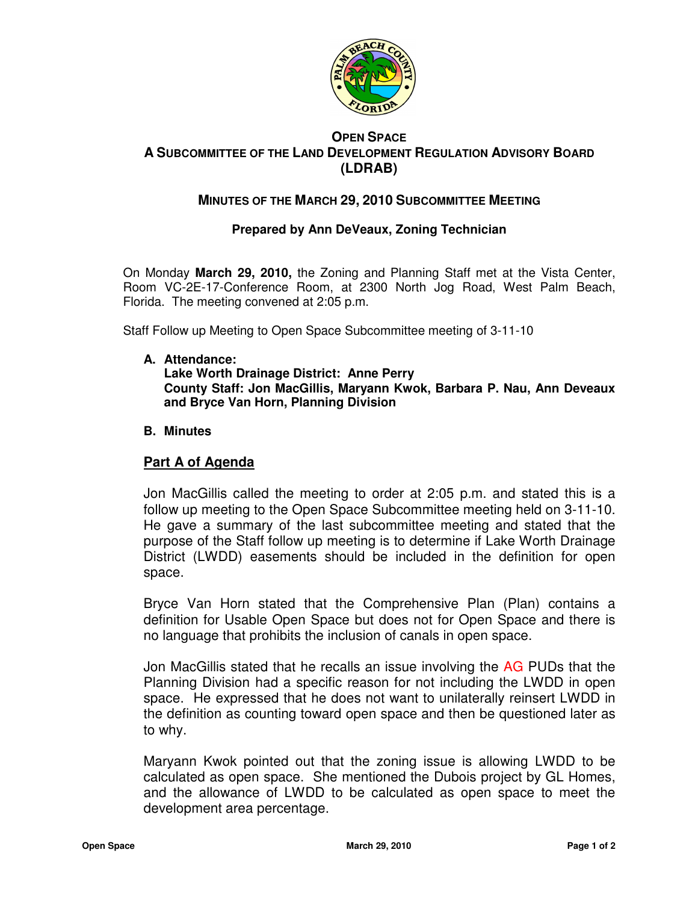# OPEN SPACE
## A SUBCOMMITTEE OF THE LAND DEVELOPMENT REGULATION ADVISORY BOARD (LDRAB)

### MINUTES OF THE MARCH 29, 2010 SUBCOMMITTEE MEETING

**Prepared by Ann DeVeaux, Zoning Technician**

On Monday **March 29, 2010,** the Zoning and Planning Staff met at the Vista Center, Room VC-2E-17-Conference Room, at 2300 North Jog Road, West Palm Beach, Florida. The meeting convened at 2:05 p.m.

Staff Follow up Meeting to Open Space Subcommittee meeting of 3-11-10

**A. Attendance:**
**Lake Worth Drainage District: Anne Perry**
**County Staff: Jon MacGillis, Maryann Kwok, Barbara P. Nau, Ann Deveaux and Bryce Van Horn, Planning Division**

**B. Minutes**

## Part A of Agenda

Jon MacGillis called the meeting to order at 2:05 p.m. and stated this is a follow up meeting to the Open Space Subcommittee meeting held on 3-11-10. He gave a summary of the last subcommittee meeting and stated that the purpose of the Staff follow up meeting is to determine if Lake Worth Drainage District (LWDD) easements should be included in the definition for open space.

Bryce Van Horn stated that the Comprehensive Plan (Plan) contains a definition for Usable Open Space but does not for Open Space and there is no language that prohibits the inclusion of canals in open space.

Jon MacGillis stated that he recalls an issue involving the AG PUDs that the Planning Division had a specific reason for not including the LWDD in open space. He expressed that he does not want to unilaterally reinsert LWDD in the definition as counting toward open space and then be questioned later as to why.

Maryann Kwok pointed out that the zoning issue is allowing LWDD to be calculated as open space. She mentioned the Dubois project by GL Homes, and the allowance of LWDD to be calculated as open space to meet the development area percentage.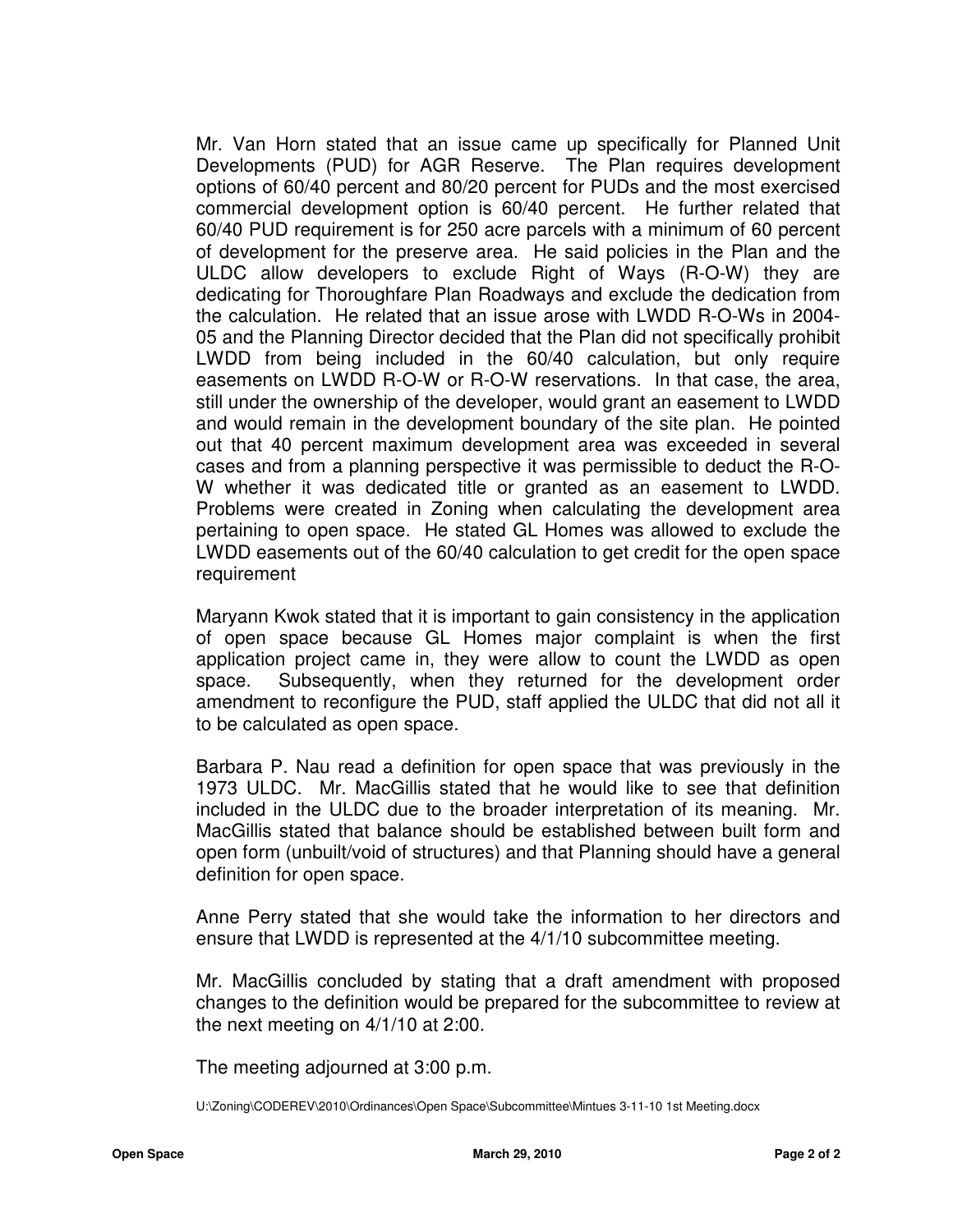Mr. Van Horn stated that an issue came up specifically for Planned Unit Developments (PUD) for AGR Reserve. The Plan requires development options of 60/40 percent and 80/20 percent for PUDs and the most exercised commercial development option is 60/40 percent. He further related that 60/40 PUD requirement is for 250 acre parcels with a minimum of 60 percent of development for the preserve area. He said policies in the Plan and the ULDC allow developers to exclude Right of Ways (R-O-W) they are dedicating for Thoroughfare Plan Roadways and exclude the dedication from the calculation. He related that an issue arose with LWDD R-O-Ws in 2004-05 and the Planning Director decided that the Plan did not specifically prohibit LWDD from being included in the 60/40 calculation, but only require easements on LWDD R-O-W or R-O-W reservations. In that case, the area, still under the ownership of the developer, would grant an easement to LWDD and would remain in the development boundary of the site plan. He pointed out that 40 percent maximum development area was exceeded in several cases and from a planning perspective it was permissible to deduct the R-O-W whether it was dedicated title or granted as an easement to LWDD. Problems were created in Zoning when calculating the development area pertaining to open space. He stated GL Homes was allowed to exclude the LWDD easements out of the 60/40 calculation to get credit for the open space requirement

Maryann Kwok stated that it is important to gain consistency in the application of open space because GL Homes major complaint is when the first application project came in, they were allow to count the LWDD as open space. Subsequently, when they returned for the development order amendment to reconfigure the PUD, staff applied the ULDC that did not all it to be calculated as open space.

Barbara P. Nau read a definition for open space that was previously in the 1973 ULDC. Mr. MacGillis stated that he would like to see that definition included in the ULDC due to the broader interpretation of its meaning. Mr. MacGillis stated that balance should be established between built form and open form (unbuilt/void of structures) and that Planning should have a general definition for open space.

Anne Perry stated that she would take the information to her directors and ensure that LWDD is represented at the 4/1/10 subcommittee meeting.

Mr. MacGillis concluded by stating that a draft amendment with proposed changes to the definition would be prepared for the subcommittee to review at the next meeting on 4/1/10 at 2:00.

The meeting adjourned at 3:00 p.m.

U:\Zoning\CODEREV\2010\Ordinances\Open Space\Subcommittee\Mintues 3-11-10 1st Meeting.docx